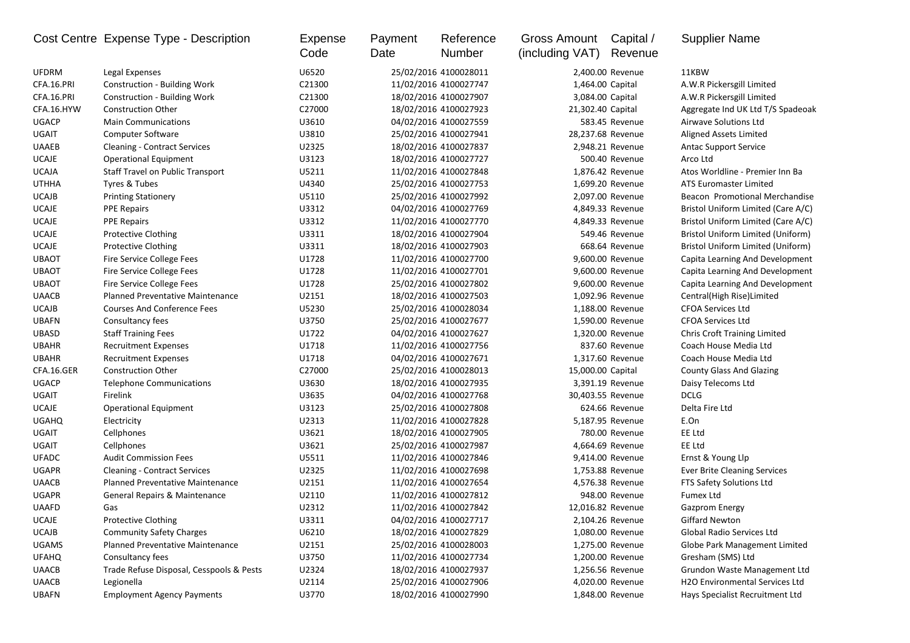| Cost Centre | Expense Type - Description | Expense Code | Payment Date | Reference Number | Gross Amount (including VAT) | Capital / Revenue | Supplier Name |
|---|---|---|---|---|---|---|---|
| UFDRM | Legal Expenses | U6520 | 25/02/2016 | 4100028011 | 2,400.00 | Revenue | 11KBW |
| CFA.16.PRI | Construction - Building Work | C21300 | 11/02/2016 | 4100027747 | 1,464.00 | Capital | A.W.R Pickersgill Limited |
| CFA.16.PRI | Construction - Building Work | C21300 | 18/02/2016 | 4100027907 | 3,084.00 | Capital | A.W.R Pickersgill Limited |
| CFA.16.HYW | Construction Other | C27000 | 18/02/2016 | 4100027923 | 21,302.40 | Capital | Aggregate Ind UK Ltd T/S Spadeoak |
| UGACP | Main Communications | U3610 | 04/02/2016 | 4100027559 | 583.45 | Revenue | Airwave Solutions Ltd |
| UGAIT | Computer Software | U3810 | 25/02/2016 | 4100027941 | 28,237.68 | Revenue | Aligned Assets Limited |
| UAAEB | Cleaning - Contract Services | U2325 | 18/02/2016 | 4100027837 | 2,948.21 | Revenue | Antac Support Service |
| UCAJE | Operational Equipment | U3123 | 18/02/2016 | 4100027727 | 500.40 | Revenue | Arco Ltd |
| UCAJA | Staff Travel on Public Transport | U5211 | 11/02/2016 | 4100027848 | 1,876.42 | Revenue | Atos Worldline - Premier Inn Ba |
| UTHHA | Tyres & Tubes | U4340 | 25/02/2016 | 4100027753 | 1,699.20 | Revenue | ATS Euromaster Limited |
| UCAJB | Printing Stationery | U5110 | 25/02/2016 | 4100027992 | 2,097.00 | Revenue | Beacon Promotional Merchandise |
| UCAJE | PPE Repairs | U3312 | 04/02/2016 | 4100027769 | 4,849.33 | Revenue | Bristol Uniform Limited (Care A/C) |
| UCAJE | PPE Repairs | U3312 | 11/02/2016 | 4100027770 | 4,849.33 | Revenue | Bristol Uniform Limited (Care A/C) |
| UCAJE | Protective Clothing | U3311 | 18/02/2016 | 4100027904 | 549.46 | Revenue | Bristol Uniform Limited (Uniform) |
| UCAJE | Protective Clothing | U3311 | 18/02/2016 | 4100027903 | 668.64 | Revenue | Bristol Uniform Limited (Uniform) |
| UBAOT | Fire Service College Fees | U1728 | 11/02/2016 | 4100027700 | 9,600.00 | Revenue | Capita Learning And Development |
| UBAOT | Fire Service College Fees | U1728 | 11/02/2016 | 4100027701 | 9,600.00 | Revenue | Capita Learning And Development |
| UBAOT | Fire Service College Fees | U1728 | 25/02/2016 | 4100027802 | 9,600.00 | Revenue | Capita Learning And Development |
| UAACB | Planned Preventative Maintenance | U2151 | 18/02/2016 | 4100027503 | 1,092.96 | Revenue | Central(High Rise)Limited |
| UCAJB | Courses And Conference Fees | U5230 | 25/02/2016 | 4100028034 | 1,188.00 | Revenue | CFOA Services Ltd |
| UBAFN | Consultancy fees | U3750 | 25/02/2016 | 4100027677 | 1,590.00 | Revenue | CFOA Services Ltd |
| UBASD | Staff Training Fees | U1722 | 04/02/2016 | 4100027627 | 1,320.00 | Revenue | Chris Croft Training Limited |
| UBAHR | Recruitment Expenses | U1718 | 11/02/2016 | 4100027756 | 837.60 | Revenue | Coach House Media Ltd |
| UBAHR | Recruitment Expenses | U1718 | 04/02/2016 | 4100027671 | 1,317.60 | Revenue | Coach House Media Ltd |
| CFA.16.GER | Construction Other | C27000 | 25/02/2016 | 4100028013 | 15,000.00 | Capital | County Glass And Glazing |
| UGACP | Telephone Communications | U3630 | 18/02/2016 | 4100027935 | 3,391.19 | Revenue | Daisy Telecoms Ltd |
| UGAIT | Firelink | U3635 | 04/02/2016 | 4100027768 | 30,403.55 | Revenue | DCLG |
| UCAJE | Operational Equipment | U3123 | 25/02/2016 | 4100027808 | 624.66 | Revenue | Delta Fire Ltd |
| UGAHQ | Electricity | U2313 | 11/02/2016 | 4100027828 | 5,187.95 | Revenue | E.On |
| UGAIT | Cellphones | U3621 | 18/02/2016 | 4100027905 | 780.00 | Revenue | EE Ltd |
| UGAIT | Cellphones | U3621 | 25/02/2016 | 4100027987 | 4,664.69 | Revenue | EE Ltd |
| UFADC | Audit Commission Fees | U5511 | 11/02/2016 | 4100027846 | 9,414.00 | Revenue | Ernst & Young Llp |
| UGAPR | Cleaning - Contract Services | U2325 | 11/02/2016 | 4100027698 | 1,753.88 | Revenue | Ever Brite Cleaning Services |
| UAACB | Planned Preventative Maintenance | U2151 | 11/02/2016 | 4100027654 | 4,576.38 | Revenue | FTS Safety Solutions Ltd |
| UGAPR | General Repairs & Maintenance | U2110 | 11/02/2016 | 4100027812 | 948.00 | Revenue | Fumex Ltd |
| UAAFD | Gas | U2312 | 11/02/2016 | 4100027842 | 12,016.82 | Revenue | Gazprom Energy |
| UCAJE | Protective Clothing | U3311 | 04/02/2016 | 4100027717 | 2,104.26 | Revenue | Giffard Newton |
| UCAJB | Community Safety Charges | U6210 | 18/02/2016 | 4100027829 | 1,080.00 | Revenue | Global Radio Services Ltd |
| UGAMS | Planned Preventative Maintenance | U2151 | 25/02/2016 | 4100028003 | 1,275.00 | Revenue | Globe Park Management Limited |
| UFAHQ | Consultancy fees | U3750 | 11/02/2016 | 4100027734 | 1,200.00 | Revenue | Gresham (SMS) Ltd |
| UAACB | Trade Refuse Disposal, Cesspools & Pests | U2324 | 18/02/2016 | 4100027937 | 1,256.56 | Revenue | Grundon Waste Management Ltd |
| UAACB | Legionella | U2114 | 25/02/2016 | 4100027906 | 4,020.00 | Revenue | H2O Environmental Services Ltd |
| UBAFN | Employment Agency Payments | U3770 | 18/02/2016 | 4100027990 | 1,848.00 | Revenue | Hays Specialist Recruitment Ltd |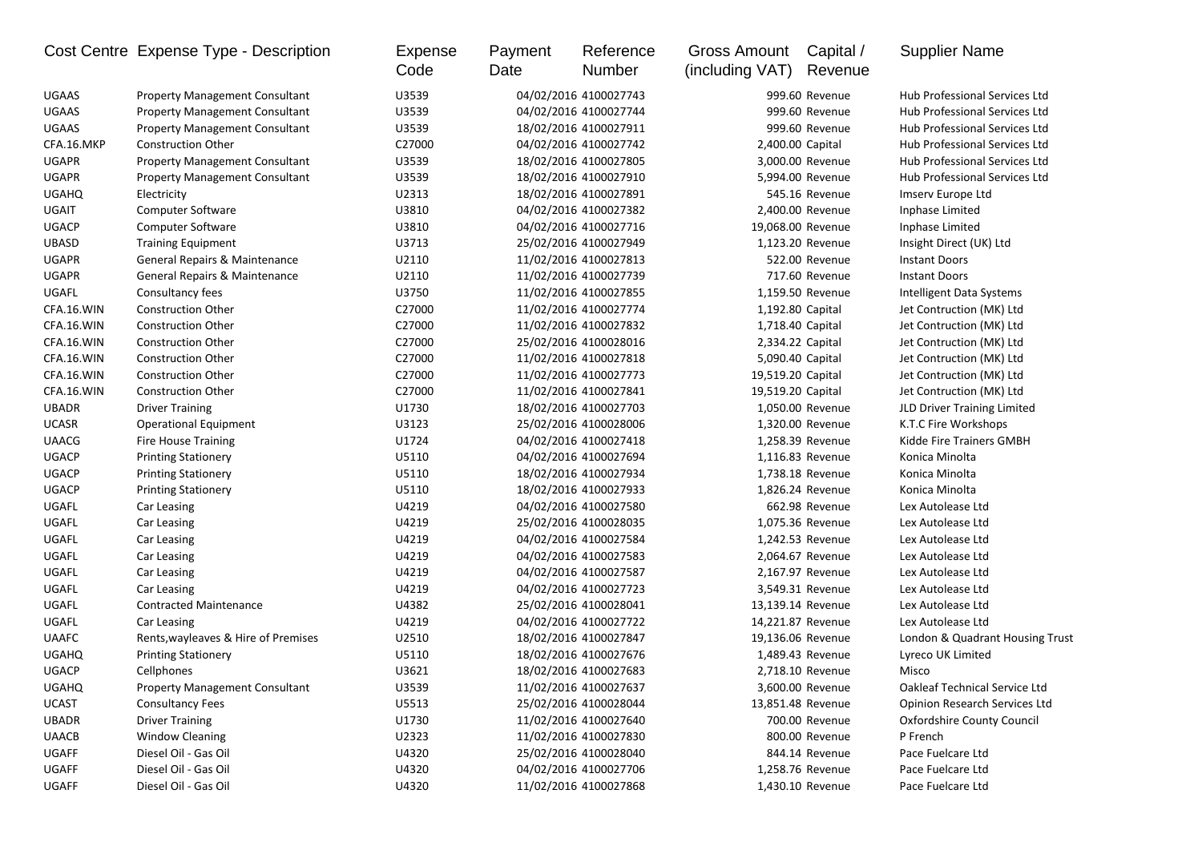| Cost Centre | Expense Type - Description | Expense Code | Payment Date | Reference Number | Gross Amount (including VAT) | Capital / Revenue | Supplier Name |
|---|---|---|---|---|---|---|---|
| UGAAS | Property Management Consultant | U3539 | 04/02/2016 | 4100027743 | 999.60 | Revenue | Hub Professional Services Ltd |
| UGAAS | Property Management Consultant | U3539 | 04/02/2016 | 4100027744 | 999.60 | Revenue | Hub Professional Services Ltd |
| UGAAS | Property Management Consultant | U3539 | 18/02/2016 | 4100027911 | 999.60 | Revenue | Hub Professional Services Ltd |
| CFA.16.MKP | Construction Other | C27000 | 04/02/2016 | 4100027742 | 2,400.00 | Capital | Hub Professional Services Ltd |
| UGAPR | Property Management Consultant | U3539 | 18/02/2016 | 4100027805 | 3,000.00 | Revenue | Hub Professional Services Ltd |
| UGAPR | Property Management Consultant | U3539 | 18/02/2016 | 4100027910 | 5,994.00 | Revenue | Hub Professional Services Ltd |
| UGAHQ | Electricity | U2313 | 18/02/2016 | 4100027891 | 545.16 | Revenue | Imserv Europe Ltd |
| UGAIT | Computer Software | U3810 | 04/02/2016 | 4100027382 | 2,400.00 | Revenue | Inphase Limited |
| UGACP | Computer Software | U3810 | 04/02/2016 | 4100027716 | 19,068.00 | Revenue | Inphase Limited |
| UBASD | Training Equipment | U3713 | 25/02/2016 | 4100027949 | 1,123.20 | Revenue | Insight Direct (UK) Ltd |
| UGAPR | General Repairs & Maintenance | U2110 | 11/02/2016 | 4100027813 | 522.00 | Revenue | Instant Doors |
| UGAPR | General Repairs & Maintenance | U2110 | 11/02/2016 | 4100027739 | 717.60 | Revenue | Instant Doors |
| UGAFL | Consultancy fees | U3750 | 11/02/2016 | 4100027855 | 1,159.50 | Revenue | Intelligent Data Systems |
| CFA.16.WIN | Construction Other | C27000 | 11/02/2016 | 4100027774 | 1,192.80 | Capital | Jet Contruction (MK) Ltd |
| CFA.16.WIN | Construction Other | C27000 | 11/02/2016 | 4100027832 | 1,718.40 | Capital | Jet Contruction (MK) Ltd |
| CFA.16.WIN | Construction Other | C27000 | 25/02/2016 | 4100028016 | 2,334.22 | Capital | Jet Contruction (MK) Ltd |
| CFA.16.WIN | Construction Other | C27000 | 11/02/2016 | 4100027818 | 5,090.40 | Capital | Jet Contruction (MK) Ltd |
| CFA.16.WIN | Construction Other | C27000 | 11/02/2016 | 4100027773 | 19,519.20 | Capital | Jet Contruction (MK) Ltd |
| CFA.16.WIN | Construction Other | C27000 | 11/02/2016 | 4100027841 | 19,519.20 | Capital | Jet Contruction (MK) Ltd |
| UBADR | Driver Training | U1730 | 18/02/2016 | 4100027703 | 1,050.00 | Revenue | JLD Driver Training Limited |
| UCASR | Operational Equipment | U3123 | 25/02/2016 | 4100028006 | 1,320.00 | Revenue | K.T.C Fire Workshops |
| UAACG | Fire House Training | U1724 | 04/02/2016 | 4100027418 | 1,258.39 | Revenue | Kidde Fire Trainers GMBH |
| UGACP | Printing Stationery | U5110 | 04/02/2016 | 4100027694 | 1,116.83 | Revenue | Konica Minolta |
| UGACP | Printing Stationery | U5110 | 18/02/2016 | 4100027934 | 1,738.18 | Revenue | Konica Minolta |
| UGACP | Printing Stationery | U5110 | 18/02/2016 | 4100027933 | 1,826.24 | Revenue | Konica Minolta |
| UGAFL | Car Leasing | U4219 | 04/02/2016 | 4100027580 | 662.98 | Revenue | Lex Autolease Ltd |
| UGAFL | Car Leasing | U4219 | 25/02/2016 | 4100028035 | 1,075.36 | Revenue | Lex Autolease Ltd |
| UGAFL | Car Leasing | U4219 | 04/02/2016 | 4100027584 | 1,242.53 | Revenue | Lex Autolease Ltd |
| UGAFL | Car Leasing | U4219 | 04/02/2016 | 4100027583 | 2,064.67 | Revenue | Lex Autolease Ltd |
| UGAFL | Car Leasing | U4219 | 04/02/2016 | 4100027587 | 2,167.97 | Revenue | Lex Autolease Ltd |
| UGAFL | Car Leasing | U4219 | 04/02/2016 | 4100027723 | 3,549.31 | Revenue | Lex Autolease Ltd |
| UGAFL | Contracted Maintenance | U4382 | 25/02/2016 | 4100028041 | 13,139.14 | Revenue | Lex Autolease Ltd |
| UGAFL | Car Leasing | U4219 | 04/02/2016 | 4100027722 | 14,221.87 | Revenue | Lex Autolease Ltd |
| UAAFC | Rents,wayleaves & Hire of Premises | U2510 | 18/02/2016 | 4100027847 | 19,136.06 | Revenue | London & Quadrant Housing Trust |
| UGAHQ | Printing Stationery | U5110 | 18/02/2016 | 4100027676 | 1,489.43 | Revenue | Lyreco UK Limited |
| UGACP | Cellphones | U3621 | 18/02/2016 | 4100027683 | 2,718.10 | Revenue | Misco |
| UGAHQ | Property Management Consultant | U3539 | 11/02/2016 | 4100027637 | 3,600.00 | Revenue | Oakleaf Technical Service Ltd |
| UCAST | Consultancy Fees | U5513 | 25/02/2016 | 4100028044 | 13,851.48 | Revenue | Opinion Research Services Ltd |
| UBADR | Driver Training | U1730 | 11/02/2016 | 4100027640 | 700.00 | Revenue | Oxfordshire County Council |
| UAACB | Window Cleaning | U2323 | 11/02/2016 | 4100027830 | 800.00 | Revenue | P French |
| UGAFF | Diesel Oil - Gas Oil | U4320 | 25/02/2016 | 4100028040 | 844.14 | Revenue | Pace Fuelcare Ltd |
| UGAFF | Diesel Oil - Gas Oil | U4320 | 04/02/2016 | 4100027706 | 1,258.76 | Revenue | Pace Fuelcare Ltd |
| UGAFF | Diesel Oil - Gas Oil | U4320 | 11/02/2016 | 4100027868 | 1,430.10 | Revenue | Pace Fuelcare Ltd |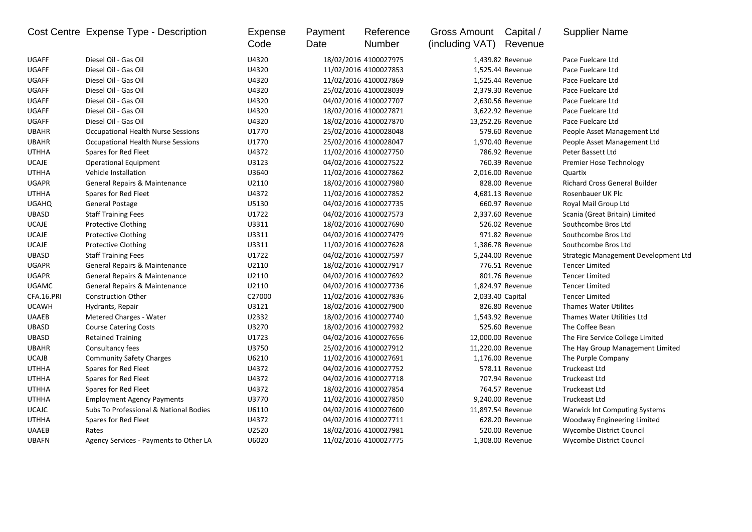| Cost Centre | Expense Type - Description | Expense Code | Payment Date | Reference Number | Gross Amount (including VAT) | Capital / Revenue | Supplier Name |
|---|---|---|---|---|---|---|---|
| UGAFF | Diesel Oil - Gas Oil | U4320 | 18/02/2016 | 4100027975 | 1,439.82 | Revenue | Pace Fuelcare Ltd |
| UGAFF | Diesel Oil - Gas Oil | U4320 | 11/02/2016 | 4100027853 | 1,525.44 | Revenue | Pace Fuelcare Ltd |
| UGAFF | Diesel Oil - Gas Oil | U4320 | 11/02/2016 | 4100027869 | 1,525.44 | Revenue | Pace Fuelcare Ltd |
| UGAFF | Diesel Oil - Gas Oil | U4320 | 25/02/2016 | 4100028039 | 2,379.30 | Revenue | Pace Fuelcare Ltd |
| UGAFF | Diesel Oil - Gas Oil | U4320 | 04/02/2016 | 4100027707 | 2,630.56 | Revenue | Pace Fuelcare Ltd |
| UGAFF | Diesel Oil - Gas Oil | U4320 | 18/02/2016 | 4100027871 | 3,622.92 | Revenue | Pace Fuelcare Ltd |
| UGAFF | Diesel Oil - Gas Oil | U4320 | 18/02/2016 | 4100027870 | 13,252.26 | Revenue | Pace Fuelcare Ltd |
| UBAHR | Occupational Health Nurse Sessions | U1770 | 25/02/2016 | 4100028048 | 579.60 | Revenue | People Asset Management Ltd |
| UBAHR | Occupational Health Nurse Sessions | U1770 | 25/02/2016 | 4100028047 | 1,970.40 | Revenue | People Asset Management Ltd |
| UTHHA | Spares for Red Fleet | U4372 | 11/02/2016 | 4100027750 | 786.92 | Revenue | Peter Bassett Ltd |
| UCAJE | Operational Equipment | U3123 | 04/02/2016 | 4100027522 | 760.39 | Revenue | Premier Hose Technology |
| UTHHA | Vehicle Installation | U3640 | 11/02/2016 | 4100027862 | 2,016.00 | Revenue | Quartix |
| UGAPR | General Repairs & Maintenance | U2110 | 18/02/2016 | 4100027980 | 828.00 | Revenue | Richard Cross General Builder |
| UTHHA | Spares for Red Fleet | U4372 | 11/02/2016 | 4100027852 | 4,681.13 | Revenue | Rosenbauer UK Plc |
| UGAHQ | General Postage | U5130 | 04/02/2016 | 4100027735 | 660.97 | Revenue | Royal Mail Group Ltd |
| UBASD | Staff Training Fees | U1722 | 04/02/2016 | 4100027573 | 2,337.60 | Revenue | Scania (Great Britain) Limited |
| UCAJE | Protective Clothing | U3311 | 18/02/2016 | 4100027690 | 526.02 | Revenue | Southcombe Bros Ltd |
| UCAJE | Protective Clothing | U3311 | 04/02/2016 | 4100027479 | 971.82 | Revenue | Southcombe Bros Ltd |
| UCAJE | Protective Clothing | U3311 | 11/02/2016 | 4100027628 | 1,386.78 | Revenue | Southcombe Bros Ltd |
| UBASD | Staff Training Fees | U1722 | 04/02/2016 | 4100027597 | 5,244.00 | Revenue | Strategic Management Development Ltd |
| UGAPR | General Repairs & Maintenance | U2110 | 18/02/2016 | 4100027917 | 776.51 | Revenue | Tencer Limited |
| UGAPR | General Repairs & Maintenance | U2110 | 04/02/2016 | 4100027692 | 801.76 | Revenue | Tencer Limited |
| UGAMC | General Repairs & Maintenance | U2110 | 04/02/2016 | 4100027736 | 1,824.97 | Revenue | Tencer Limited |
| CFA.16.PRI | Construction Other | C27000 | 11/02/2016 | 4100027836 | 2,033.40 | Capital | Tencer Limited |
| UCAWH | Hydrants, Repair | U3121 | 18/02/2016 | 4100027900 | 826.80 | Revenue | Thames Water Utilites |
| UAAEB | Metered Charges - Water | U2332 | 18/02/2016 | 4100027740 | 1,543.92 | Revenue | Thames Water Utilities Ltd |
| UBASD | Course Catering Costs | U3270 | 18/02/2016 | 4100027932 | 525.60 | Revenue | The Coffee Bean |
| UBASD | Retained Training | U1723 | 04/02/2016 | 4100027656 | 12,000.00 | Revenue | The Fire Service College Limited |
| UBAHR | Consultancy fees | U3750 | 25/02/2016 | 4100027912 | 11,220.00 | Revenue | The Hay Group Management Limited |
| UCAJB | Community Safety Charges | U6210 | 11/02/2016 | 4100027691 | 1,176.00 | Revenue | The Purple Company |
| UTHHA | Spares for Red Fleet | U4372 | 04/02/2016 | 4100027752 | 578.11 | Revenue | Truckeast Ltd |
| UTHHA | Spares for Red Fleet | U4372 | 04/02/2016 | 4100027718 | 707.94 | Revenue | Truckeast Ltd |
| UTHHA | Spares for Red Fleet | U4372 | 18/02/2016 | 4100027854 | 764.57 | Revenue | Truckeast Ltd |
| UTHHA | Employment Agency Payments | U3770 | 11/02/2016 | 4100027850 | 9,240.00 | Revenue | Truckeast Ltd |
| UCAJC | Subs To Professional & National Bodies | U6110 | 04/02/2016 | 4100027600 | 11,897.54 | Revenue | Warwick Int Computing Systems |
| UTHHA | Spares for Red Fleet | U4372 | 04/02/2016 | 4100027711 | 628.20 | Revenue | Woodway Engineering Limited |
| UAAEB | Rates | U2520 | 18/02/2016 | 4100027981 | 520.00 | Revenue | Wycombe District Council |
| UBAFN | Agency Services - Payments to Other LA | U6020 | 11/02/2016 | 4100027775 | 1,308.00 | Revenue | Wycombe District Council |